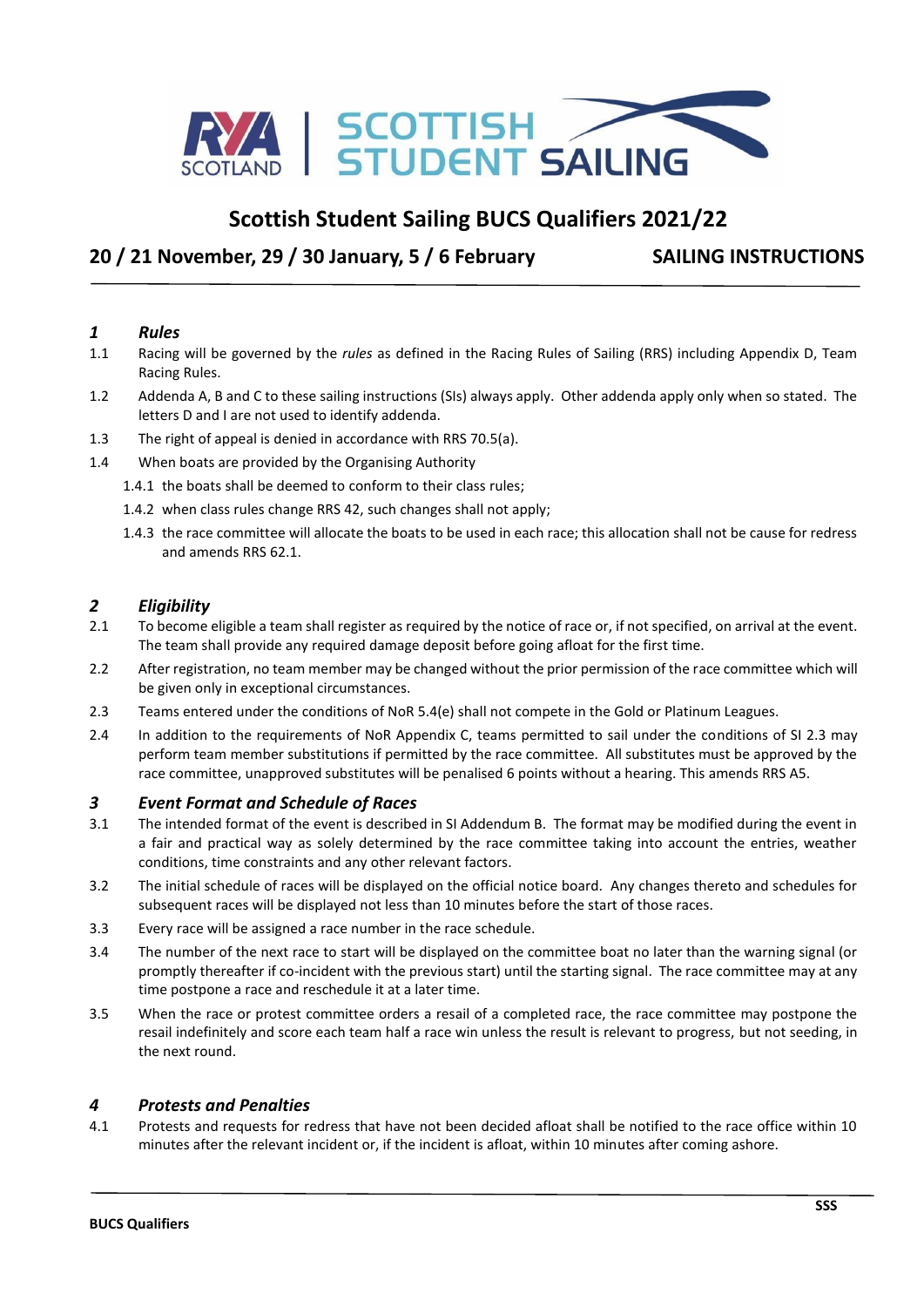# Scottish Student Sailing BUCS Qualifiers 2021/22

## 20 / 21 November, 29 / 30 January, 5 / 6 February — SAILING INSTRUCTIONS

### *1 Rules*

1.1 Racing will be governed by the *rules* as defined in the Racing Rules of Sailing (RRS) including Appendix D, Team Racing Rules.

1.2 Addenda A, B and C to these sailing instructions (SIs) always apply. Other addenda apply only when so stated. The letters D and I are not used to identify addenda.

1.3 The right of appeal is denied in accordance with RRS 70.5(a).

1.4 When boats are provided by the Organising Authority

- 1.4.1 the boats shall be deemed to conform to their class rules;
- 1.4.2 when class rules change RRS 42, such changes shall not apply;
- 1.4.3 the race committee will allocate the boats to be used in each race; this allocation shall not be cause for redress and amends RRS 62.1.

### *2 Eligibility*

2.1 To become eligible a team shall register as required by the notice of race or, if not specified, on arrival at the event. The team shall provide any required damage deposit before going afloat for the first time.

2.2 After registration, no team member may be changed without the prior permission of the race committee which will be given only in exceptional circumstances.

2.3 Teams entered under the conditions of NoR 5.4(e) shall not compete in the Gold or Platinum Leagues.

2.4 In addition to the requirements of NoR Appendix C, teams permitted to sail under the conditions of SI 2.3 may perform team member substitutions if permitted by the race committee. All substitutes must be approved by the race committee, unapproved substitutes will be penalised 6 points without a hearing. This amends RRS A5.

### *3 Event Format and Schedule of Races*

3.1 The intended format of the event is described in SI Addendum B. The format may be modified during the event in a fair and practical way as solely determined by the race committee taking into account the entries, weather conditions, time constraints and any other relevant factors.

3.2 The initial schedule of races will be displayed on the official notice board. Any changes thereto and schedules for subsequent races will be displayed not less than 10 minutes before the start of those races.

3.3 Every race will be assigned a race number in the race schedule.

3.4 The number of the next race to start will be displayed on the committee boat no later than the warning signal (or promptly thereafter if co-incident with the previous start) until the starting signal. The race committee may at any time postpone a race and reschedule it at a later time.

3.5 When the race or protest committee orders a resail of a completed race, the race committee may postpone the resail indefinitely and score each team half a race win unless the result is relevant to progress, but not seeding, in the next round.

### *4 Protests and Penalties*

4.1 Protests and requests for redress that have not been decided afloat shall be notified to the race office within 10 minutes after the relevant incident or, if the incident is afloat, within 10 minutes after coming ashore.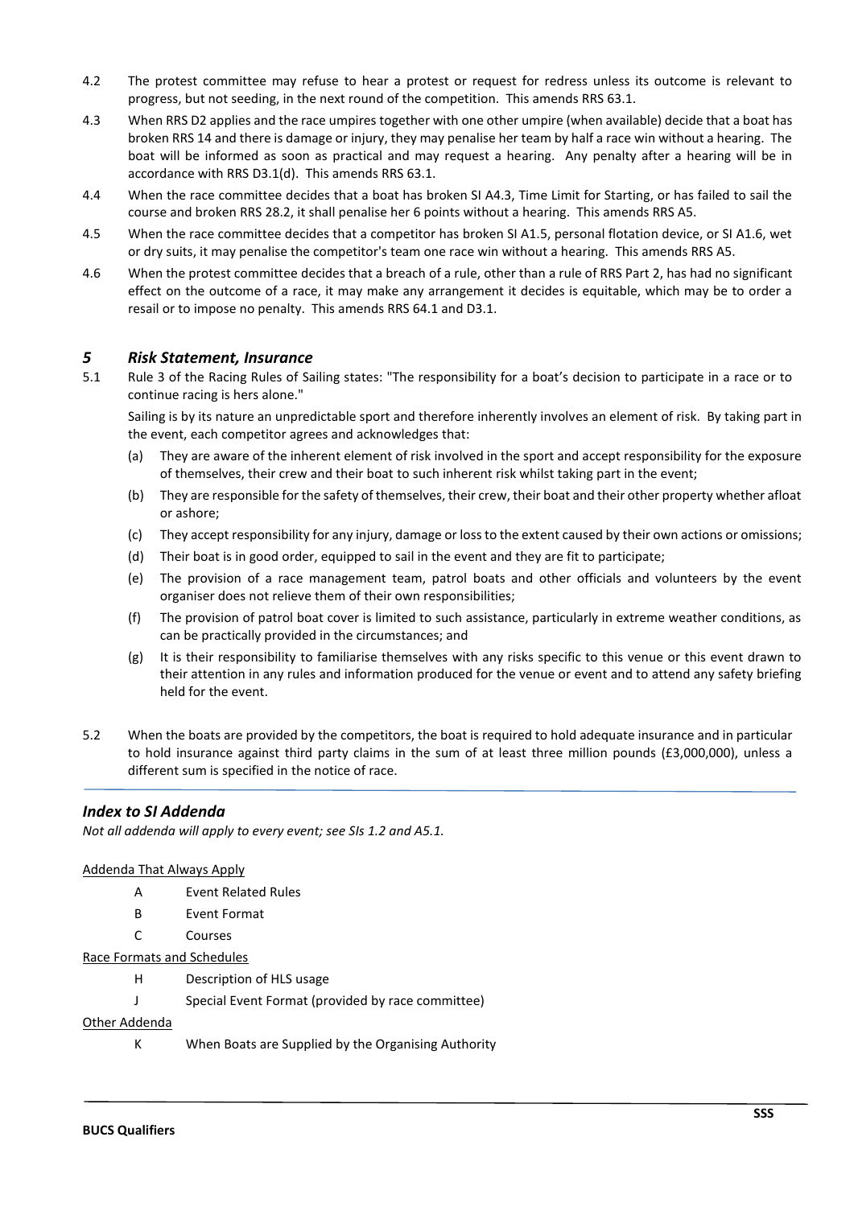4.2 The protest committee may refuse to hear a protest or request for redress unless its outcome is relevant to progress, but not seeding, in the next round of the competition. This amends RRS 63.1.

4.3 When RRS D2 applies and the race umpires together with one other umpire (when available) decide that a boat has broken RRS 14 and there is damage or injury, they may penalise her team by half a race win without a hearing. The boat will be informed as soon as practical and may request a hearing. Any penalty after a hearing will be in accordance with RRS D3.1(d). This amends RRS 63.1.

4.4 When the race committee decides that a boat has broken SI A4.3, Time Limit for Starting, or has failed to sail the course and broken RRS 28.2, it shall penalise her 6 points without a hearing. This amends RRS A5.

4.5 When the race committee decides that a competitor has broken SI A1.5, personal flotation device, or SI A1.6, wet or dry suits, it may penalise the competitor's team one race win without a hearing. This amends RRS A5.

4.6 When the protest committee decides that a breach of a rule, other than a rule of RRS Part 2, has had no significant effect on the outcome of a race, it may make any arrangement it decides is equitable, which may be to order a resail or to impose no penalty. This amends RRS 64.1 and D3.1.

## *5 Risk Statement, Insurance*

5.1 Rule 3 of the Racing Rules of Sailing states: "The responsibility for a boat's decision to participate in a race or to continue racing is hers alone."

Sailing is by its nature an unpredictable sport and therefore inherently involves an element of risk. By taking part in the event, each competitor agrees and acknowledges that:

(a) They are aware of the inherent element of risk involved in the sport and accept responsibility for the exposure of themselves, their crew and their boat to such inherent risk whilst taking part in the event;

(b) They are responsible for the safety of themselves, their crew, their boat and their other property whether afloat or ashore;

(c) They accept responsibility for any injury, damage or loss to the extent caused by their own actions or omissions;

(d) Their boat is in good order, equipped to sail in the event and they are fit to participate;

(e) The provision of a race management team, patrol boats and other officials and volunteers by the event organiser does not relieve them of their own responsibilities;

(f) The provision of patrol boat cover is limited to such assistance, particularly in extreme weather conditions, as can be practically provided in the circumstances; and

(g) It is their responsibility to familiarise themselves with any risks specific to this venue or this event drawn to their attention in any rules and information produced for the venue or event and to attend any safety briefing held for the event.

5.2 When the boats are provided by the competitors, the boat is required to hold adequate insurance and in particular to hold insurance against third party claims in the sum of at least three million pounds (£3,000,000), unless a different sum is specified in the notice of race.

---

## *Index to SI Addenda*

*Not all addenda will apply to every event; see SIs 1.2 and A5.1.*

Addenda That Always Apply

- A Event Related Rules
- B Event Format
- C Courses

Race Formats and Schedules

- H Description of HLS usage
- J Special Event Format (provided by race committee)

Other Addenda

- K When Boats are Supplied by the Organising Authority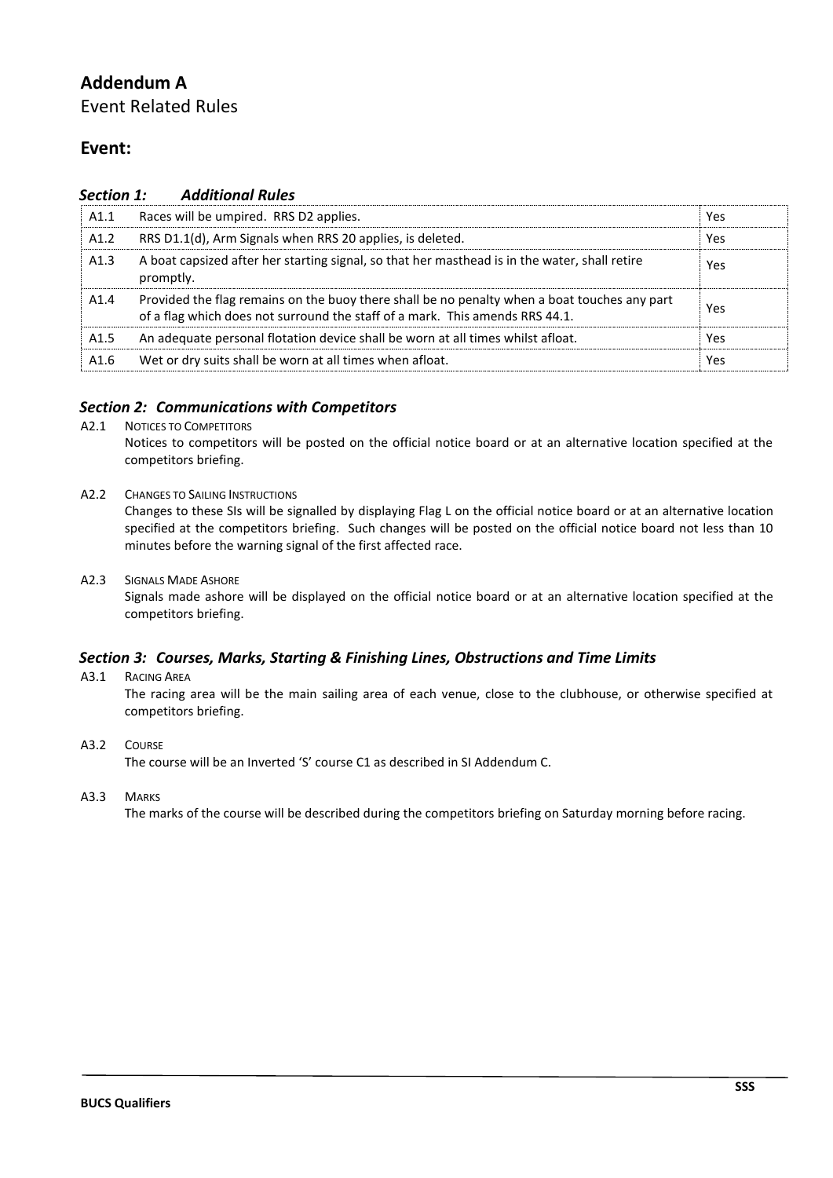# Addendum A

Event Related Rules

## Event:

### *Section 1: Additional Rules*

| | | |
|---|---|---|
| A1.1 | Races will be umpired. RRS D2 applies. | Yes |
| A1.2 | RRS D1.1(d), Arm Signals when RRS 20 applies, is deleted. | Yes |
| A1.3 | A boat capsized after her starting signal, so that her masthead is in the water, shall retire promptly. | Yes |
| A1.4 | Provided the flag remains on the buoy there shall be no penalty when a boat touches any part of a flag which does not surround the staff of a mark. This amends RRS 44.1. | Yes |
| A1.5 | An adequate personal flotation device shall be worn at all times whilst afloat. | Yes |
| A1.6 | Wet or dry suits shall be worn at all times when afloat. | Yes |

### *Section 2: Communications with Competitors*

A2.1 NOTICES TO COMPETITORS

Notices to competitors will be posted on the official notice board or at an alternative location specified at the competitors briefing.

A2.2 CHANGES TO SAILING INSTRUCTIONS

Changes to these SIs will be signalled by displaying Flag L on the official notice board or at an alternative location specified at the competitors briefing. Such changes will be posted on the official notice board not less than 10 minutes before the warning signal of the first affected race.

A2.3 SIGNALS MADE ASHORE

Signals made ashore will be displayed on the official notice board or at an alternative location specified at the competitors briefing.

### *Section 3: Courses, Marks, Starting & Finishing Lines, Obstructions and Time Limits*

A3.1 RACING AREA

The racing area will be the main sailing area of each venue, close to the clubhouse, or otherwise specified at competitors briefing.

A3.2 COURSE

The course will be an Inverted 'S' course C1 as described in SI Addendum C.

A3.3 MARKS

The marks of the course will be described during the competitors briefing on Saturday morning before racing.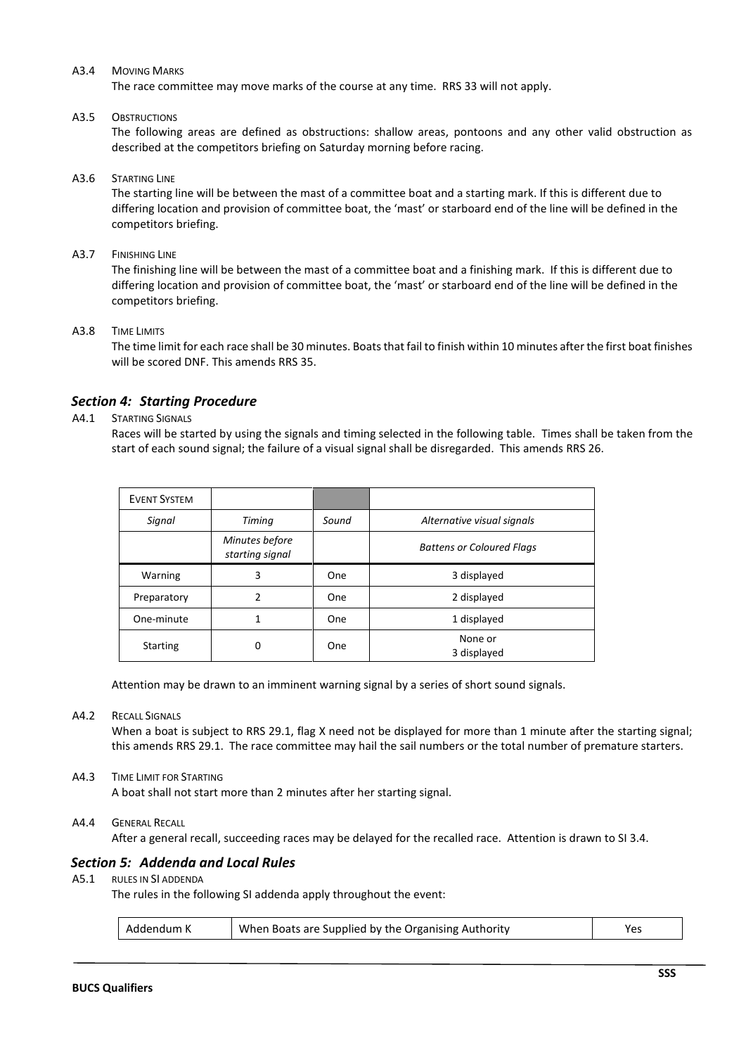A3.4 MOVING MARKS

The race committee may move marks of the course at any time. RRS 33 will not apply.

A3.5 OBSTRUCTIONS

The following areas are defined as obstructions: shallow areas, pontoons and any other valid obstruction as described at the competitors briefing on Saturday morning before racing.

A3.6 STARTING LINE

The starting line will be between the mast of a committee boat and a starting mark. If this is different due to differing location and provision of committee boat, the 'mast' or starboard end of the line will be defined in the competitors briefing.

A3.7 FINISHING LINE

The finishing line will be between the mast of a committee boat and a finishing mark. If this is different due to differing location and provision of committee boat, the 'mast' or starboard end of the line will be defined in the competitors briefing.

A3.8 TIME LIMITS

The time limit for each race shall be 30 minutes. Boats that fail to finish within 10 minutes after the first boat finishes will be scored DNF. This amends RRS 35.

### *Section 4: Starting Procedure*

A4.1 STARTING SIGNALS

Races will be started by using the signals and timing selected in the following table. Times shall be taken from the start of each sound signal; the failure of a visual signal shall be disregarded. This amends RRS 26.

| EVENT SYSTEM | | | |
|---|---|---|---|
| *Signal* | *Timing* | *Sound* | *Alternative visual signals* |
| | *Minutes before starting signal* | | *Battens or Coloured Flags* |
| Warning | 3 | One | 3 displayed |
| Preparatory | 2 | One | 2 displayed |
| One-minute | 1 | One | 1 displayed |
| Starting | 0 | One | None or 3 displayed |

Attention may be drawn to an imminent warning signal by a series of short sound signals.

A4.2 RECALL SIGNALS

When a boat is subject to RRS 29.1, flag X need not be displayed for more than 1 minute after the starting signal; this amends RRS 29.1. The race committee may hail the sail numbers or the total number of premature starters.

A4.3 TIME LIMIT FOR STARTING

A boat shall not start more than 2 minutes after her starting signal.

A4.4 GENERAL RECALL

After a general recall, succeeding races may be delayed for the recalled race. Attention is drawn to SI 3.4.

### *Section 5: Addenda and Local Rules*

A5.1 RULES IN SI ADDENDA

The rules in the following SI addenda apply throughout the event:

| Addendum K | When Boats are Supplied by the Organising Authority | Yes |
|---|---|---|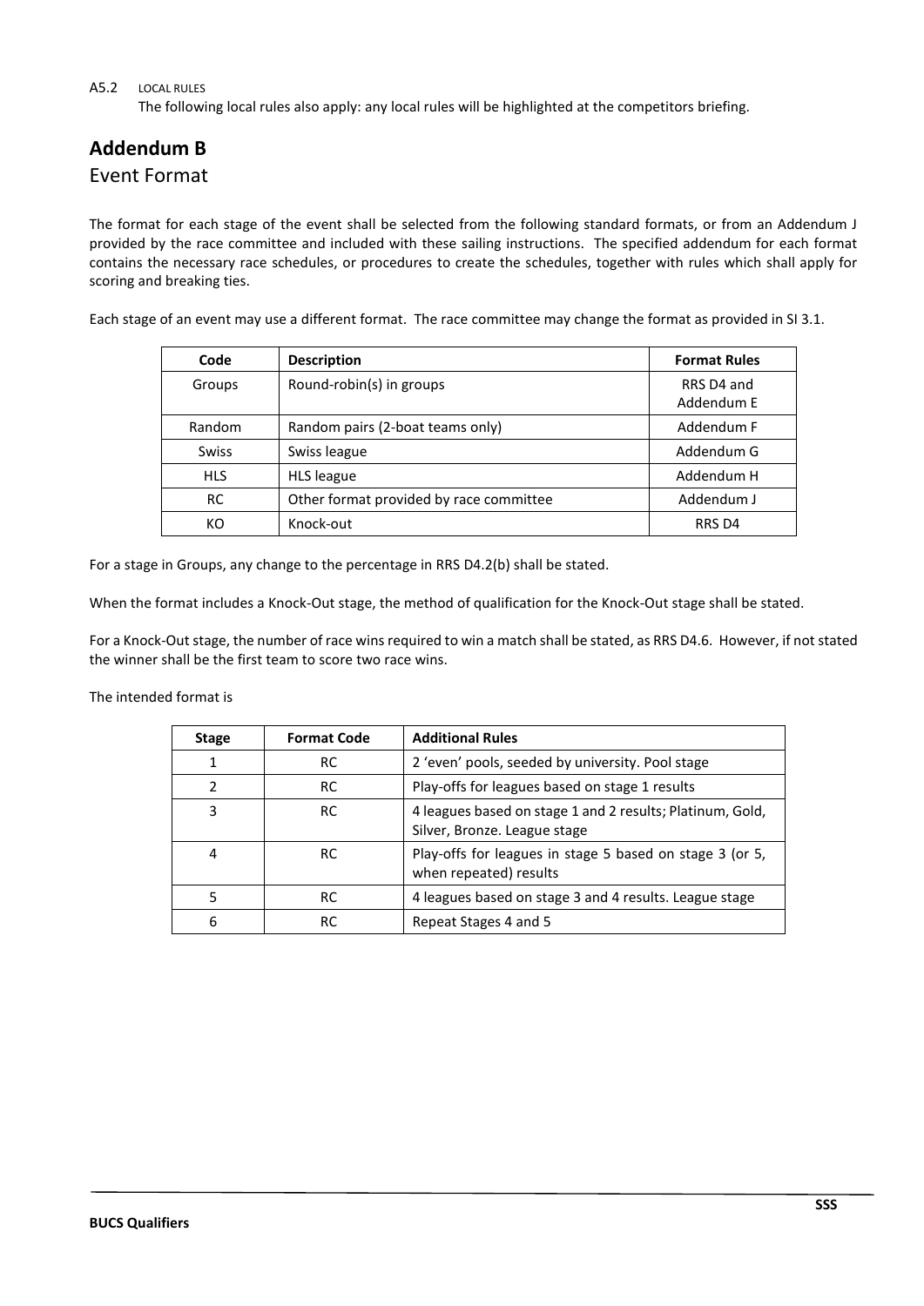A5.2 LOCAL RULES

The following local rules also apply: any local rules will be highlighted at the competitors briefing.

## Addendum B

### Event Format

The format for each stage of the event shall be selected from the following standard formats, or from an Addendum J provided by the race committee and included with these sailing instructions. The specified addendum for each format contains the necessary race schedules, or procedures to create the schedules, together with rules which shall apply for scoring and breaking ties.

Each stage of an event may use a different format. The race committee may change the format as provided in SI 3.1.

| Code | Description | Format Rules |
| --- | --- | --- |
| Groups | Round-robin(s) in groups | RRS D4 and Addendum E |
| Random | Random pairs (2-boat teams only) | Addendum F |
| Swiss | Swiss league | Addendum G |
| HLS | HLS league | Addendum H |
| RC | Other format provided by race committee | Addendum J |
| KO | Knock-out | RRS D4 |

For a stage in Groups, any change to the percentage in RRS D4.2(b) shall be stated.

When the format includes a Knock-Out stage, the method of qualification for the Knock-Out stage shall be stated.

For a Knock-Out stage, the number of race wins required to win a match shall be stated, as RRS D4.6. However, if not stated the winner shall be the first team to score two race wins.

The intended format is

| Stage | Format Code | Additional Rules |
| --- | --- | --- |
| 1 | RC | 2 'even' pools, seeded by university. Pool stage |
| 2 | RC | Play-offs for leagues based on stage 1 results |
| 3 | RC | 4 leagues based on stage 1 and 2 results; Platinum, Gold, Silver, Bronze. League stage |
| 4 | RC | Play-offs for leagues in stage 5 based on stage 3 (or 5, when repeated) results |
| 5 | RC | 4 leagues based on stage 3 and 4 results. League stage |
| 6 | RC | Repeat Stages 4 and 5 |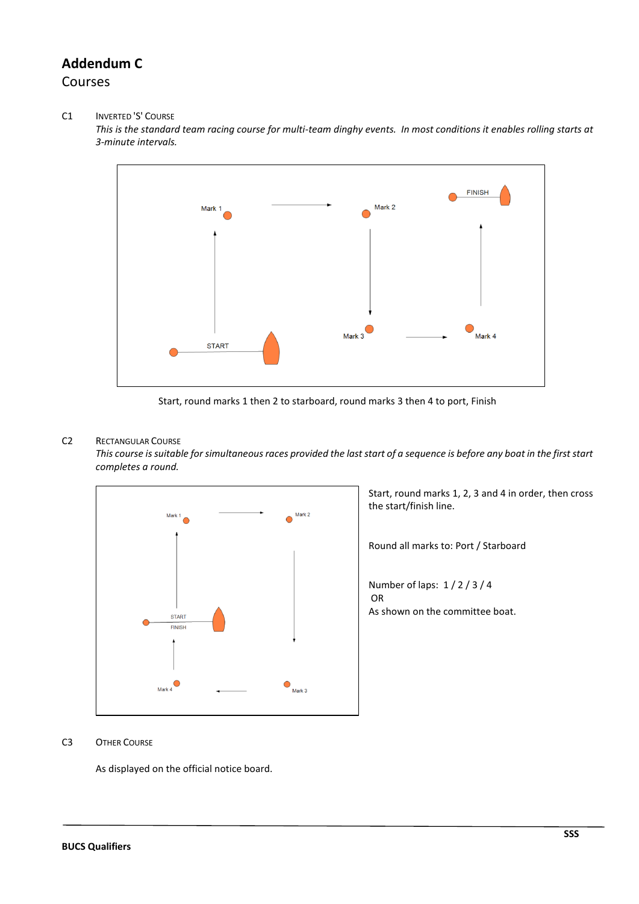# Addendum C

## Courses

**C1 INVERTED 'S' COURSE**

*This is the standard team racing course for multi-team dinghy events. In most conditions it enables rolling starts at 3-minute intervals.*

Mark 1 Mark 2 FINISH START Mark 3 Mark 4

Start, round marks 1 then 2 to starboard, round marks 3 then 4 to port, Finish

**C2 RECTANGULAR COURSE**

*This course is suitable for simultaneous races provided the last start of a sequence is before any boat in the first start completes a round.*

Mark 1 Mark 2 START FINISH Mark 4 Mark 3

Start, round marks 1, 2, 3 and 4 in order, then cross the start/finish line.

Round all marks to: Port / Starboard

Number of laps: 1 / 2 / 3 / 4
OR
As shown on the committee boat.

**C3 OTHER COURSE**

As displayed on the official notice board.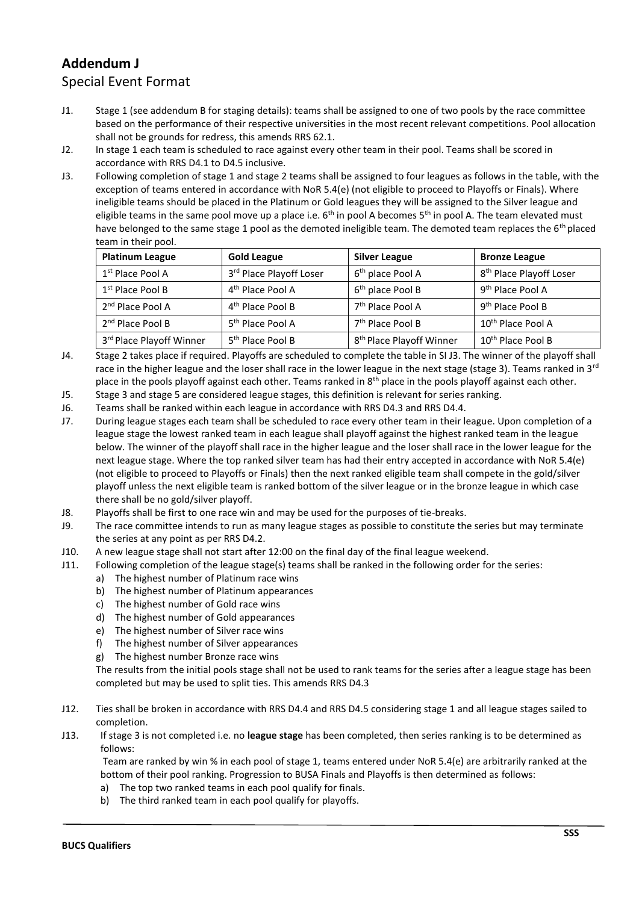# Addendum J

## Special Event Format

J1. Stage 1 (see addendum B for staging details): teams shall be assigned to one of two pools by the race committee based on the performance of their respective universities in the most recent relevant competitions. Pool allocation shall not be grounds for redress, this amends RRS 62.1.

J2. In stage 1 each team is scheduled to race against every other team in their pool. Teams shall be scored in accordance with RRS D4.1 to D4.5 inclusive.

J3. Following completion of stage 1 and stage 2 teams shall be assigned to four leagues as follows in the table, with the exception of teams entered in accordance with NoR 5.4(e) (not eligible to proceed to Playoffs or Finals). Where ineligible teams should be placed in the Platinum or Gold leagues they will be assigned to the Silver league and eligible teams in the same pool move up a place i.e. 6th in pool A becomes 5th in pool A. The team elevated must have belonged to the same stage 1 pool as the demoted ineligible team. The demoted team replaces the 6th placed team in their pool.

| Platinum League | Gold League | Silver League | Bronze League |
|---|---|---|---|
| 1st Place Pool A | 3rd Place Playoff Loser | 6th place Pool A | 8th Place Playoff Loser |
| 1st Place Pool B | 4th Place Pool A | 6th place Pool B | 9th Place Pool A |
| 2nd Place Pool A | 4th Place Pool B | 7th Place Pool A | 9th Place Pool B |
| 2nd Place Pool B | 5th Place Pool A | 7th Place Pool B | 10th Place Pool A |
| 3rd Place Playoff Winner | 5th Place Pool B | 8th Place Playoff Winner | 10th Place Pool B |

J4. Stage 2 takes place if required. Playoffs are scheduled to complete the table in SI J3. The winner of the playoff shall race in the higher league and the loser shall race in the lower league in the next stage (stage 3). Teams ranked in 3rd place in the pools playoff against each other. Teams ranked in 8th place in the pools playoff against each other.

J5. Stage 3 and stage 5 are considered league stages, this definition is relevant for series ranking.

J6. Teams shall be ranked within each league in accordance with RRS D4.3 and RRS D4.4.

J7. During league stages each team shall be scheduled to race every other team in their league. Upon completion of a league stage the lowest ranked team in each league shall playoff against the highest ranked team in the league below. The winner of the playoff shall race in the higher league and the loser shall race in the lower league for the next league stage. Where the top ranked silver team has had their entry accepted in accordance with NoR 5.4(e) (not eligible to proceed to Playoffs or Finals) then the next ranked eligible team shall compete in the gold/silver playoff unless the next eligible team is ranked bottom of the silver league or in the bronze league in which case there shall be no gold/silver playoff.

J8. Playoffs shall be first to one race win and may be used for the purposes of tie-breaks.

J9. The race committee intends to run as many league stages as possible to constitute the series but may terminate the series at any point as per RRS D4.2.

J10. A new league stage shall not start after 12:00 on the final day of the final league weekend.

J11. Following completion of the league stage(s) teams shall be ranked in the following order for the series:

a) The highest number of Platinum race wins
b) The highest number of Platinum appearances
c) The highest number of Gold race wins
d) The highest number of Gold appearances
e) The highest number of Silver race wins
f) The highest number of Silver appearances
g) The highest number Bronze race wins

The results from the initial pools stage shall not be used to rank teams for the series after a league stage has been completed but may be used to split ties. This amends RRS D4.3

J12. Ties shall be broken in accordance with RRS D4.4 and RRS D4.5 considering stage 1 and all league stages sailed to completion.

J13. If stage 3 is not completed i.e. no **league stage** has been completed, then series ranking is to be determined as follows:

Team are ranked by win % in each pool of stage 1, teams entered under NoR 5.4(e) are arbitrarily ranked at the bottom of their pool ranking. Progression to BUSA Finals and Playoffs is then determined as follows:

a) The top two ranked teams in each pool qualify for finals.
b) The third ranked team in each pool qualify for playoffs.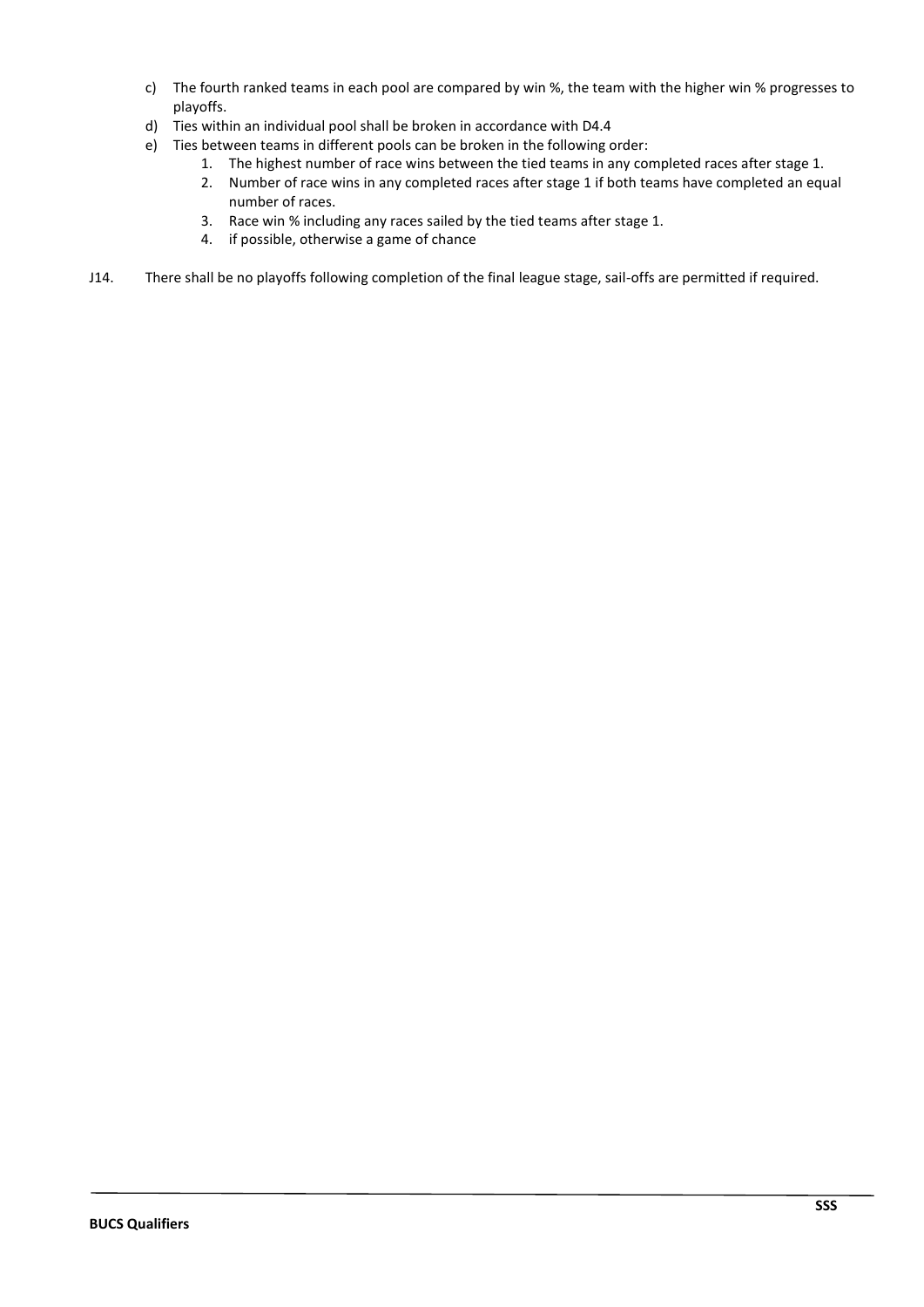c) The fourth ranked teams in each pool are compared by win %, the team with the higher win % progresses to playoffs.
d) Ties within an individual pool shall be broken in accordance with D4.4
e) Ties between teams in different pools can be broken in the following order:
    1. The highest number of race wins between the tied teams in any completed races after stage 1.
    2. Number of race wins in any completed races after stage 1 if both teams have completed an equal number of races.
    3. Race win % including any races sailed by the tied teams after stage 1.
    4. if possible, otherwise a game of chance

J14. There shall be no playoffs following completion of the final league stage, sail-offs are permitted if required.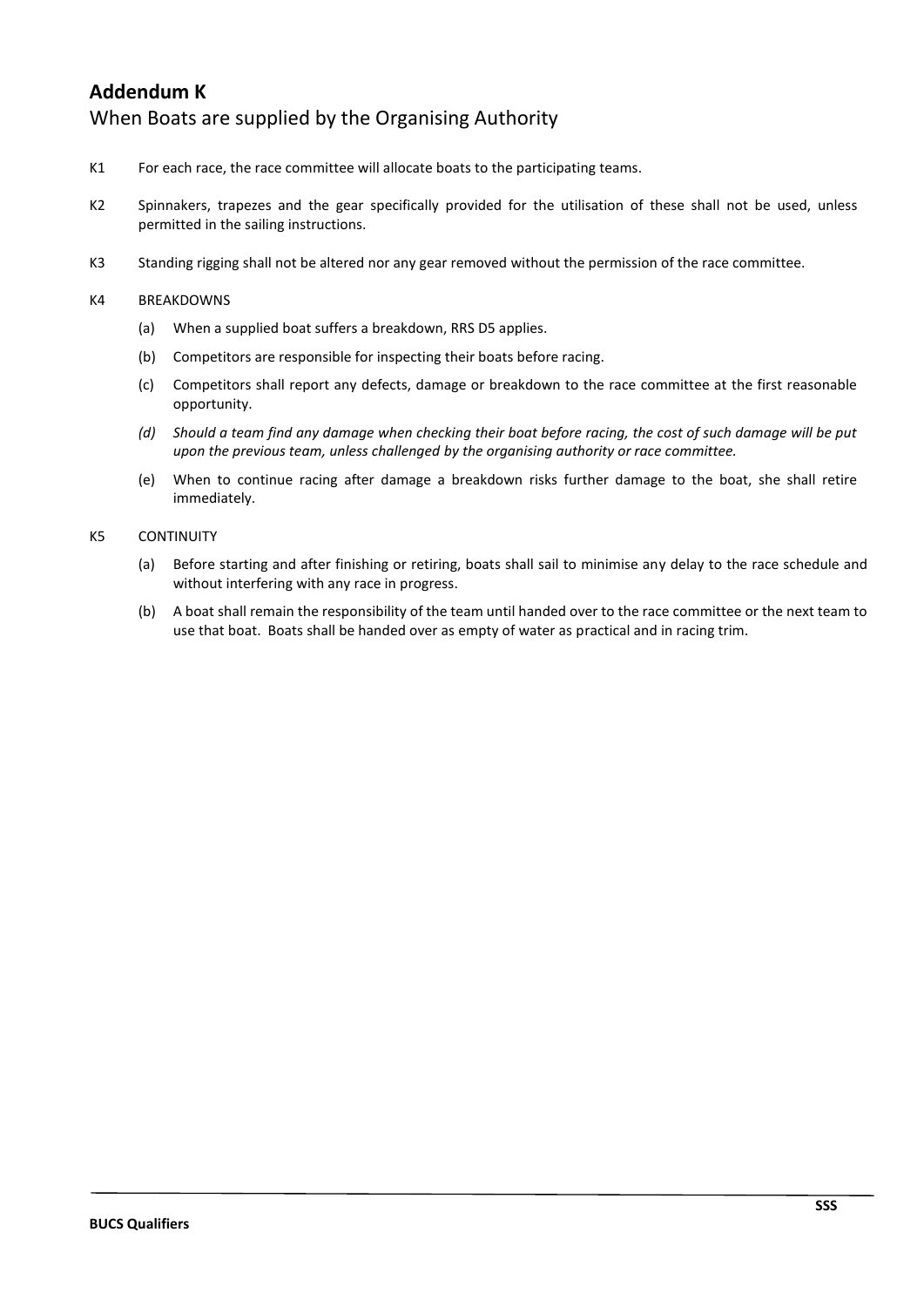# Addendum K

## When Boats are supplied by the Organising Authority

K1 For each race, the race committee will allocate boats to the participating teams.

K2 Spinnakers, trapezes and the gear specifically provided for the utilisation of these shall not be used, unless permitted in the sailing instructions.

K3 Standing rigging shall not be altered nor any gear removed without the permission of the race committee.

K4 BREAKDOWNS

(a) When a supplied boat suffers a breakdown, RRS D5 applies.

(b) Competitors are responsible for inspecting their boats before racing.

(c) Competitors shall report any defects, damage or breakdown to the race committee at the first reasonable opportunity.

*(d) Should a team find any damage when checking their boat before racing, the cost of such damage will be put upon the previous team, unless challenged by the organising authority or race committee.*

(e) When to continue racing after damage a breakdown risks further damage to the boat, she shall retire immediately.

K5 CONTINUITY

(a) Before starting and after finishing or retiring, boats shall sail to minimise any delay to the race schedule and without interfering with any race in progress.

(b) A boat shall remain the responsibility of the team until handed over to the race committee or the next team to use that boat. Boats shall be handed over as empty of water as practical and in racing trim.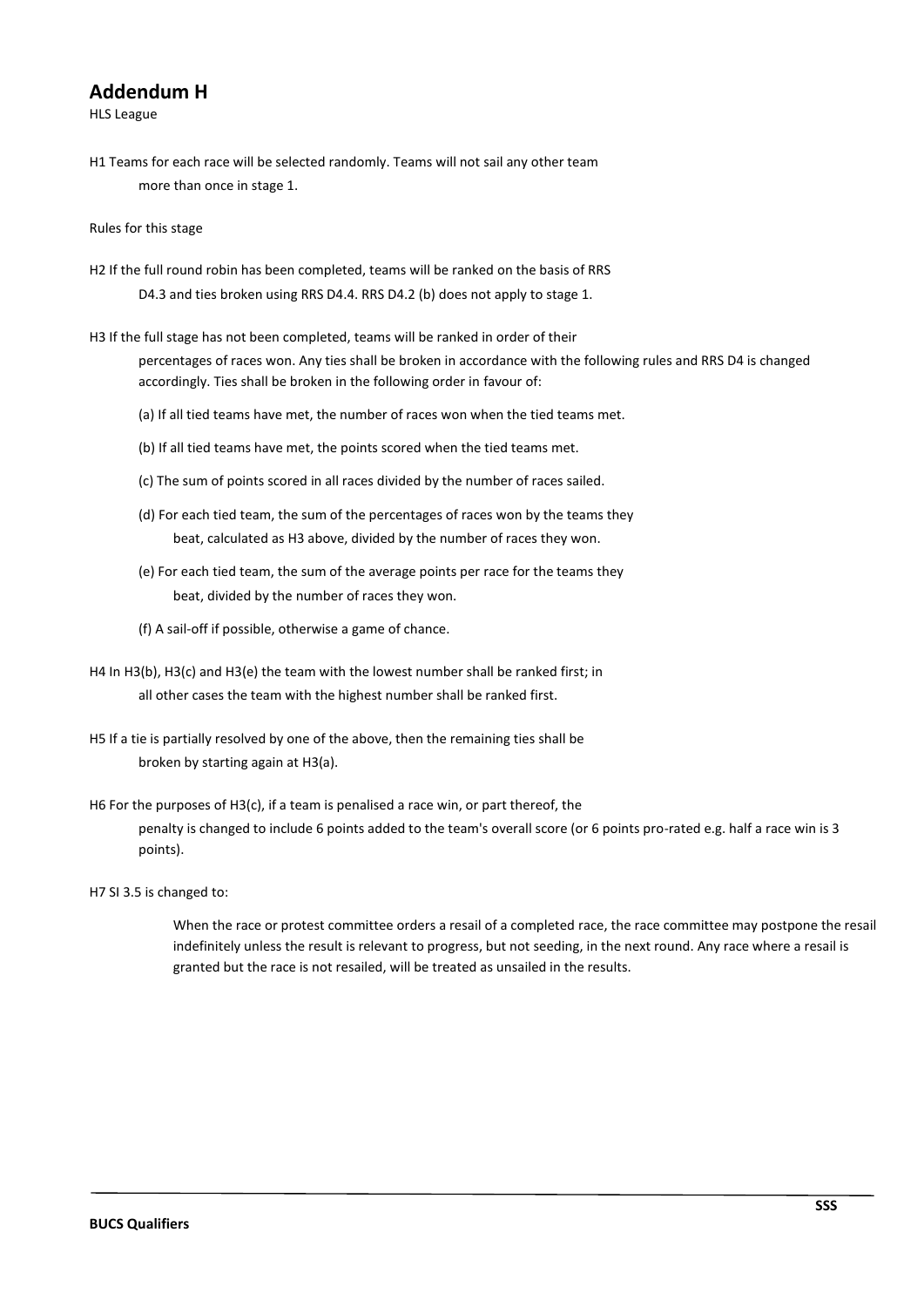## Addendum H

HLS League

H1 Teams for each race will be selected randomly. Teams will not sail any other team more than once in stage 1.

Rules for this stage

H2 If the full round robin has been completed, teams will be ranked on the basis of RRS D4.3 and ties broken using RRS D4.4. RRS D4.2 (b) does not apply to stage 1.

H3 If the full stage has not been completed, teams will be ranked in order of their percentages of races won. Any ties shall be broken in accordance with the following rules and RRS D4 is changed accordingly. Ties shall be broken in the following order in favour of:

(a) If all tied teams have met, the number of races won when the tied teams met.

(b) If all tied teams have met, the points scored when the tied teams met.

(c) The sum of points scored in all races divided by the number of races sailed.

(d) For each tied team, the sum of the percentages of races won by the teams they beat, calculated as H3 above, divided by the number of races they won.

(e) For each tied team, the sum of the average points per race for the teams they beat, divided by the number of races they won.

(f) A sail-off if possible, otherwise a game of chance.

H4 In H3(b), H3(c) and H3(e) the team with the lowest number shall be ranked first; in all other cases the team with the highest number shall be ranked first.

H5 If a tie is partially resolved by one of the above, then the remaining ties shall be broken by starting again at H3(a).

H6 For the purposes of H3(c), if a team is penalised a race win, or part thereof, the penalty is changed to include 6 points added to the team's overall score (or 6 points pro-rated e.g. half a race win is 3 points).

H7 SI 3.5 is changed to:

> When the race or protest committee orders a resail of a completed race, the race committee may postpone the resail indefinitely unless the result is relevant to progress, but not seeding, in the next round. Any race where a resail is granted but the race is not resailed, will be treated as unsailed in the results.